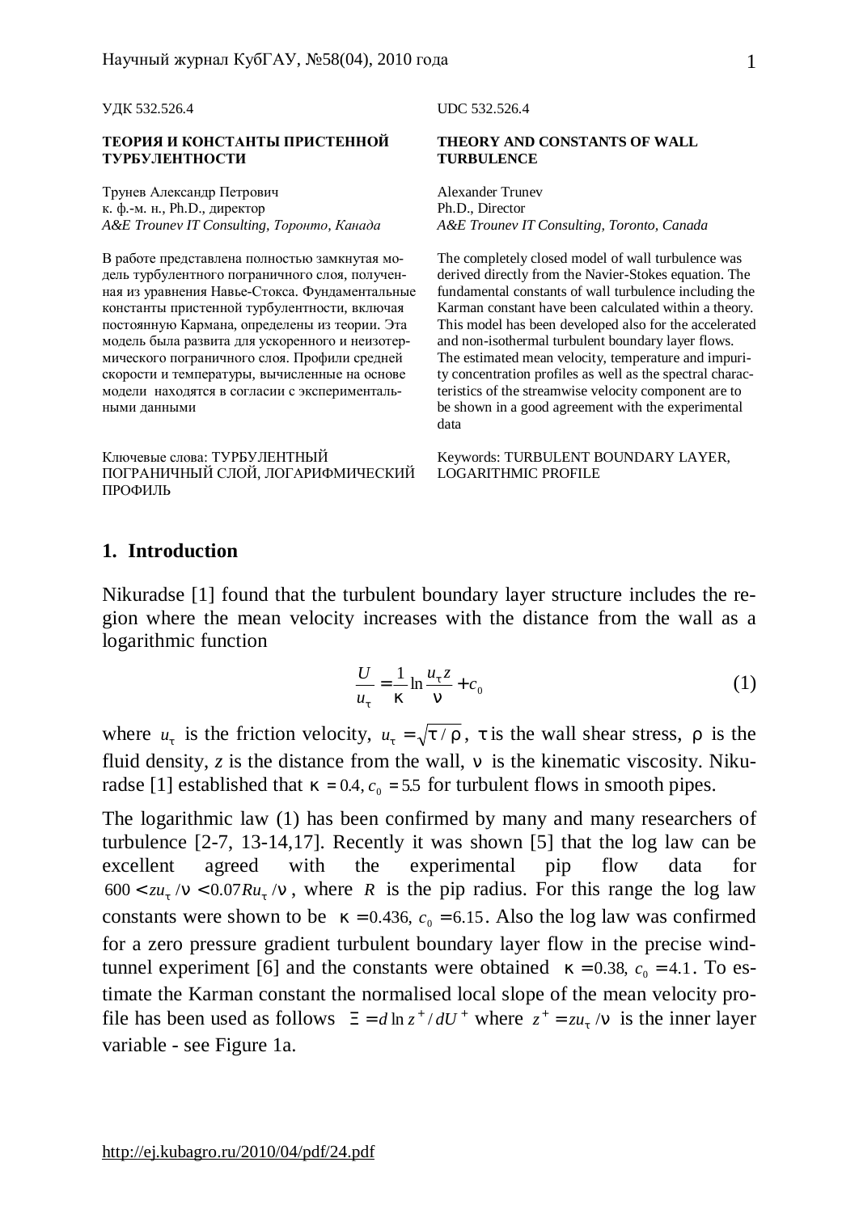УДК 532.526.4

**ТЕОРИЯ И КОНСТАНТЫ ПРИСТЕННОЙ ТУРБУЛЕНТНОСТИ**

Трунев Александр Петрович
к. ф.-м. н., Ph.D., директор
*A&E Trounev IT Consulting, Торонто, Канада*

В работе представлена полностью замкнутая модель турбулентного пограничного слоя, полученная из уравнения Навье-Стокса. Фундаментальные константы пристенной турбулентности, включая постоянную Кармана, определены из теории. Эта модель была развита для ускоренного и неизотермического пограничного слоя. Профили средней скорости и температуры, вычисленные на основе модели находятся в согласии с экспериментальными данными

Ключевые слова: ТУРБУЛЕНТНЫЙ ПОГРАНИЧНЫЙ СЛОЙ, ЛОГАРИФМИЧЕСКИЙ ПРОФИЛЬ

UDC 532.526.4

**THEORY AND CONSTANTS OF WALL TURBULENCE**

Alexander Trunev
Ph.D., Director
*A&E Trounev IT Consulting, Toronto, Canada*

The completely closed model of wall turbulence was derived directly from the Navier-Stokes equation. The fundamental constants of wall turbulence including the Karman constant have been calculated within a theory. This model has been developed also for the accelerated and non-isothermal turbulent boundary layer flows. The estimated mean velocity, temperature and impurity concentration profiles as well as the spectral characteristics of the streamwise velocity component are to be shown in a good agreement with the experimental data

Keywords: TURBULENT BOUNDARY LAYER, LOGARITHMIC PROFILE

## 1. Introduction

Nikuradse [1] found that the turbulent boundary layer structure includes the region where the mean velocity increases with the distance from the wall as a logarithmic function

$$\frac{U}{u_\tau} = \frac{1}{\kappa}\ln\frac{u_\tau z}{\nu} + c_0 \tag{1}$$

where $u_\tau$ is the friction velocity, $u_\tau = \sqrt{\tau/\rho}$, $\tau$ is the wall shear stress, $\rho$ is the fluid density, $z$ is the distance from the wall, $\nu$ is the kinematic viscosity. Nikuradse [1] established that $\kappa = 0.4, c_0 = 5.5$ for turbulent flows in smooth pipes.

The logarithmic law (1) has been confirmed by many and many researchers of turbulence [2-7, 13-14,17]. Recently it was shown [5] that the log law can be excellent agreed with the experimental pip flow data for $600 < zu_\tau/\nu < 0.07Ru_\tau/\nu$, where $R$ is the pip radius. For this range the log law constants were shown to be $\kappa = 0.436, c_0 = 6.15$. Also the log law was confirmed for a zero pressure gradient turbulent boundary layer flow in the precise wind-tunnel experiment [6] and the constants were obtained $\kappa = 0.38, c_0 = 4.1$. To estimate the Karman constant the normalised local slope of the mean velocity profile has been used as follows $\Xi = d\ln z^+/dU^+$ where $z^+ = zu_\tau/\nu$ is the inner layer variable - see Figure 1a.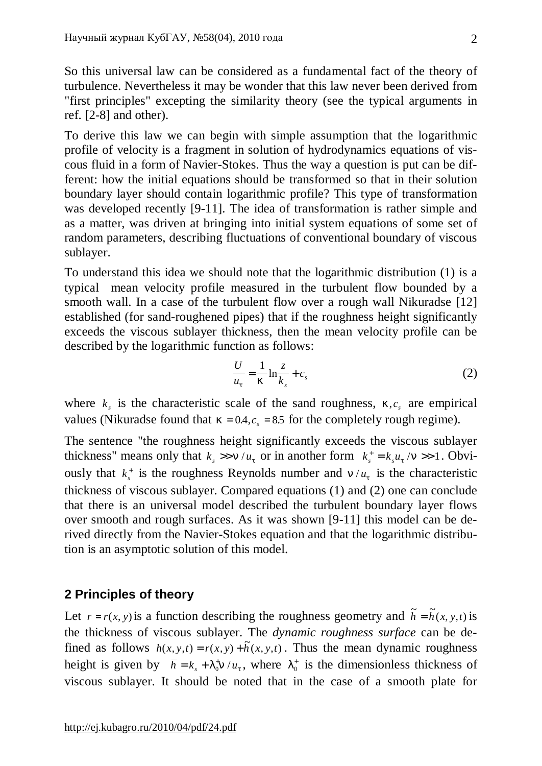So this universal law can be considered as a fundamental fact of the theory of turbulence. Nevertheless it may be wonder that this law never been derived from "first principles" excepting the similarity theory (see the typical arguments in ref. [2-8] and other).

To derive this law we can begin with simple assumption that the logarithmic profile of velocity is a fragment in solution of hydrodynamics equations of viscous fluid in a form of Navier-Stokes. Thus the way a question is put can be different: how the initial equations should be transformed so that in their solution boundary layer should contain logarithmic profile? This type of transformation was developed recently [9-11]. The idea of transformation is rather simple and as a matter, was driven at bringing into initial system equations of some set of random parameters, describing fluctuations of conventional boundary of viscous sublayer.

To understand this idea we should note that the logarithmic distribution (1) is a typical mean velocity profile measured in the turbulent flow bounded by a smooth wall. In a case of the turbulent flow over a rough wall Nikuradse [12] established (for sand-roughened pipes) that if the roughness height significantly exceeds the viscous sublayer thickness, then the mean velocity profile can be described by the logarithmic function as follows:

$$\frac{U}{u_\tau} = \frac{1}{\kappa}\ln\frac{z}{k_s} + c_s \qquad (2)$$

where $k_s$ is the characteristic scale of the sand roughness, $\kappa, c_s$ are empirical values (Nikuradse found that $\kappa = 0.4, c_s = 8.5$ for the completely rough regime).

The sentence "the roughness height significantly exceeds the viscous sublayer thickness" means only that $k_s >> \nu / u_\tau$ or in another form $k_s^+ = k_s u_\tau / \nu >> 1$. Obviously that $k_s^+$ is the roughness Reynolds number and $\nu / u_\tau$ is the characteristic thickness of viscous sublayer. Compared equations (1) and (2) one can conclude that there is an universal model described the turbulent boundary layer flows over smooth and rough surfaces. As it was shown [9-11] this model can be derived directly from the Navier-Stokes equation and that the logarithmic distribution is an asymptotic solution of this model.

## 2 Principles of theory

Let $r = r(x, y)$ is a function describing the roughness geometry and $\tilde{h} = \tilde{h}(x, y, t)$ is the thickness of viscous sublayer. The *dynamic roughness surface* can be defined as follows $h(x, y, t) = r(x, y) + \tilde{h}(x, y, t)$. Thus the mean dynamic roughness height is given by $\bar{h} = k_s + \lambda_0^+ \nu / u_\tau$, where $\lambda_0^+$ is the dimensionless thickness of viscous sublayer. It should be noted that in the case of a smooth plate for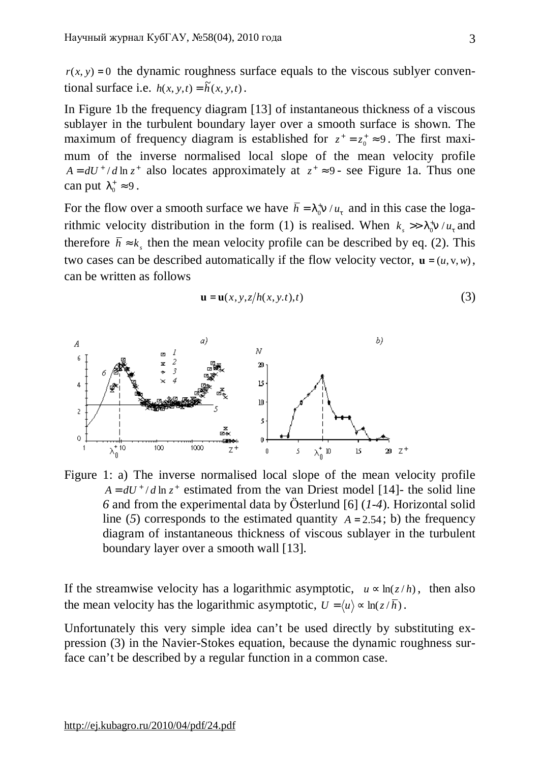$r(x, y) = 0$ the dynamic roughness surface equals to the viscous sublyer conventional surface i.e. $h(x, y, t) = \widetilde{h}(x, y, t)$.

In Figure 1b the frequency diagram [13] of instantaneous thickness of a viscous sublayer in the turbulent boundary layer over a smooth surface is shown. The maximum of frequency diagram is established for $z^+ = z_0^+ \approx 9$. The first maximum of the inverse normalised local slope of the mean velocity profile $A = dU^+/d\ln z^+$ also locates approximately at $z^+ \approx 9$ - see Figure 1a. Thus one can put $\lambda_0^+ \approx 9$.

For the flow over a smooth surface we have $\bar{h} = \lambda_0^+ \nu / u_\tau$ and in this case the logarithmic velocity distribution in the form (1) is realised. When $k_s >> \lambda_0^+ \nu / u_\tau$ and therefore $\bar{h} \approx k_s$ then the mean velocity profile can be described by eq. (2). This two cases can be described automatically if the flow velocity vector, $\mathbf{u} = (u, \mathrm{v}, w)$, can be written as follows

$$\mathbf{u} = \mathbf{u}(x, y, z/h(x, y.t), t) \tag{3}$$

Figure 1: a) The inverse normalised local slope of the mean velocity profile $A = dU^+/d\ln z^+$ estimated from the van Driest model [14]- the solid line *6* and from the experimental data by Österlund [6] (*1-4*). Horizontal solid line (*5*) corresponds to the estimated quantity $A = 2.54$; b) the frequency diagram of instantaneous thickness of viscous sublayer in the turbulent boundary layer over a smooth wall [13].

If the streamwise velocity has a logarithmic asymptotic, $u \propto \ln(z/h)$, then also the mean velocity has the logarithmic asymptotic, $U = \langle u \rangle \propto \ln(z/\bar{h})$.

Unfortunately this very simple idea can't be used directly by substituting expression (3) in the Navier-Stokes equation, because the dynamic roughness surface can't be described by a regular function in a common case.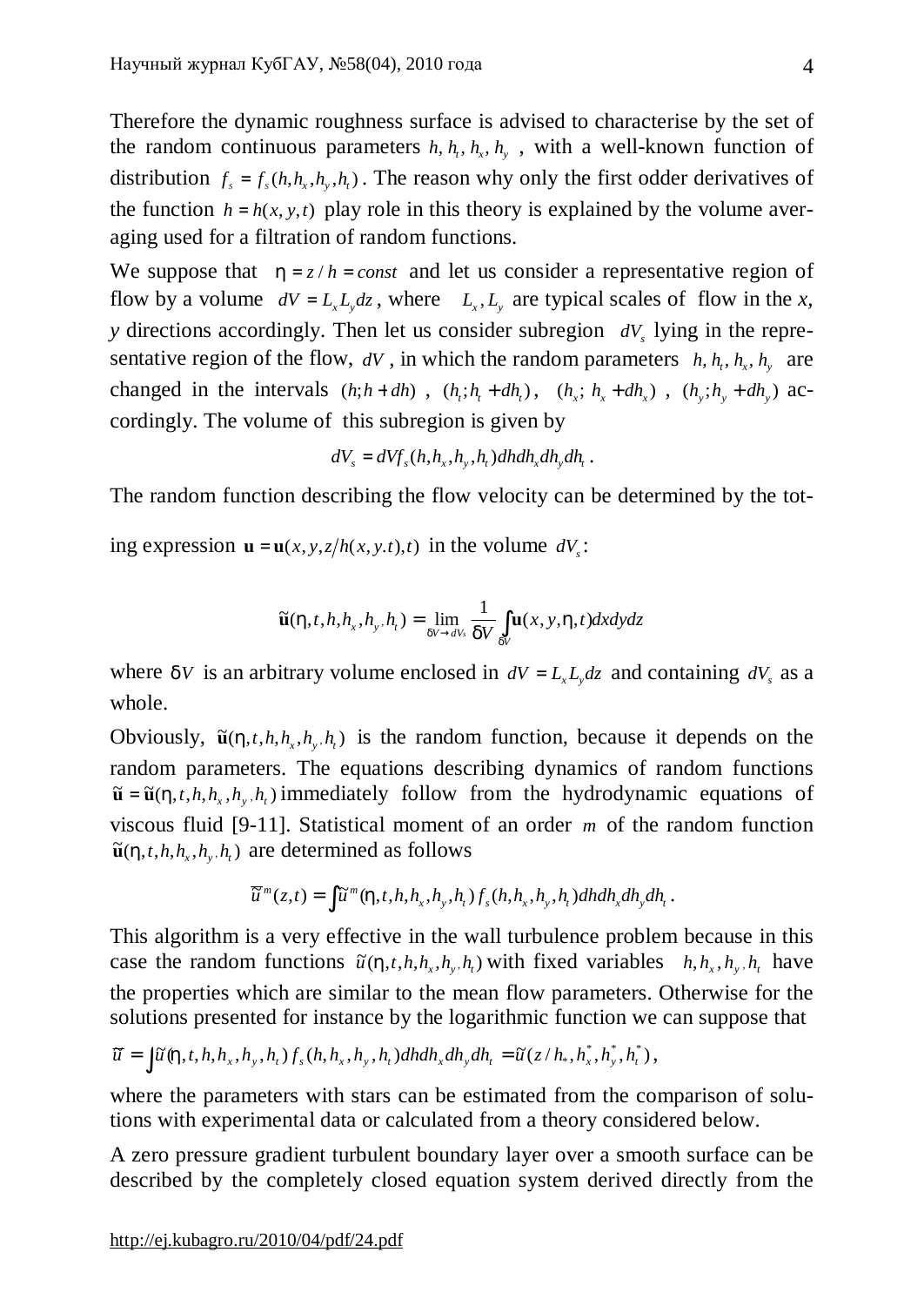Therefore the dynamic roughness surface is advised to characterise by the set of the random continuous parameters $h, h_t, h_x, h_y$ , with a well-known function of distribution $f_s = f_s(h, h_x, h_y, h_t)$. The reason why only the first odder derivatives of the function $h = h(x, y, t)$ play role in this theory is explained by the volume averaging used for a filtration of random functions.

We suppose that $\eta = z/h = const$ and let us consider a representative region of flow by a volume $dV = L_x L_y dz$, where $L_x, L_y$ are typical scales of flow in the *x, y* directions accordingly. Then let us consider subregion $dV_s$ lying in the representative region of the flow, $dV$, in which the random parameters $h, h_t, h_x, h_y$ are changed in the intervals $(h; h + dh)$, $(h_t; h_t + dh_t)$, $(h_x;\ h_x + dh_x)$, $(h_y; h_y + dh_y)$ accordingly. The volume of this subregion is given by

$$dV_s = dV f_s(h, h_x, h_y, h_t) dh dh_x dh_y dh_t .$$

The random function describing the flow velocity can be determined by the totting expression $\mathbf{u} = \mathbf{u}(x, y, z/h(x, y.t), t)$ in the volume $dV_s$:

$$\tilde{\mathbf{u}}(\eta, t, h, h_x, h_y, h_t) = \lim_{\delta V \to dV_s} \frac{1}{\delta V} \int_{\delta V} \mathbf{u}(x, y, \eta, t) dx dy dz$$

where $\delta V$ is an arbitrary volume enclosed in $dV = L_x L_y dz$ and containing $dV_s$ as a whole.

Obviously, $\tilde{\mathbf{u}}(\eta, t, h, h_x, h_y, h_t)$ is the random function, because it depends on the random parameters. The equations describing dynamics of random functions $\tilde{\mathbf{u}} = \tilde{\mathbf{u}}(\eta, t, h, h_x, h_y, h_t)$ immediately follow from the hydrodynamic equations of viscous fluid [9-11]. Statistical moment of an order $m$ of the random function $\tilde{\mathbf{u}}(\eta, t, h, h_x, h_y, h_t)$ are determined as follows

$$\overline{\tilde{u}}^m(z, t) = \int \tilde{u}^m(\eta, t, h, h_x, h_y, h_t) f_s(h, h_x, h_y, h_t) dh dh_x dh_y dh_t .$$

This algorithm is a very effective in the wall turbulence problem because in this case the random functions $\tilde{u}(\eta, t, h, h_x, h_y, h_t)$ with fixed variables $h, h_x, h_y, h_t$ have the properties which are similar to the mean flow parameters. Otherwise for the solutions presented for instance by the logarithmic function we can suppose that

$$\overline{\tilde{u}} = \int \tilde{u}(\eta, t, h, h_x, h_y, h_t) f_s(h, h_x, h_y, h_t) dh dh_x dh_y dh_t = \tilde{u}(z/h_*, h_x^*, h_y^*, h_t^*),$$

where the parameters with stars can be estimated from the comparison of solutions with experimental data or calculated from a theory considered below.

A zero pressure gradient turbulent boundary layer over a smooth surface can be described by the completely closed equation system derived directly from the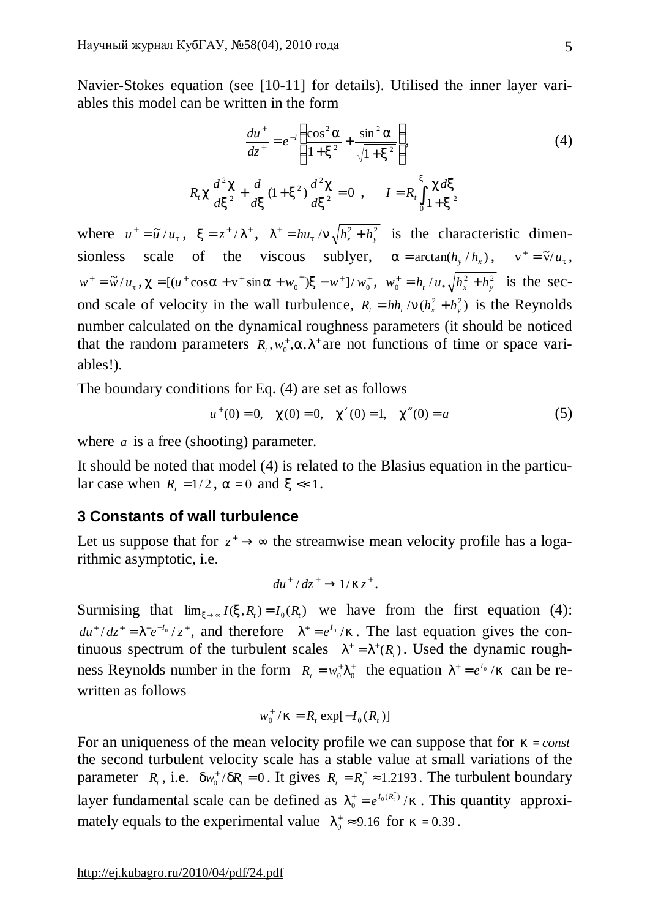Navier-Stokes equation (see [10-11] for details). Utilised the inner layer variables this model can be written in the form

$$\frac{du^+}{dz^+} = e^{-I}\left[\frac{\cos^2\alpha}{1+\xi^2} + \frac{\sin^2\alpha}{\sqrt{1+\xi^2}}\right], \tag{4}$$

$$R_t \chi \frac{d^2\chi}{d\xi^2} + \frac{d}{d\xi}(1+\xi^2)\frac{d^2\chi}{d\xi^2} = 0 \ , \qquad I = R_t \int_0^{\xi} \frac{\chi d\xi}{1+\xi^2}$$

where $u^+ = \tilde{u}/u_\tau$, $\xi = z^+/\lambda^+$, $\lambda^+ = hu_\tau/\nu\sqrt{h_x^2 + h_y^2}$ is the characteristic dimensionless scale of the viscous sublyer, $\alpha = \arctan(h_y/h_x)$, $v^+ = \tilde{v}/u_\tau$, $w^+ = \tilde{w}/u_\tau$, $\chi = [(u^+\cos\alpha + v^+\sin\alpha + w_0{}^+)\xi - w^+]/w_0^+$, $w_0^+ = h_t/u_*\sqrt{h_x^2 + h_y^2}$ is the second scale of velocity in the wall turbulence, $R_t = hh_t/\nu(h_x^2 + h_y^2)$ is the Reynolds number calculated on the dynamical roughness parameters (it should be noticed that the random parameters $R_t, w_0^+, \alpha, \lambda^+$ are not functions of time or space variables!).

The boundary conditions for Eq. (4) are set as follows

$$u^+(0) = 0, \quad \chi(0) = 0, \quad \chi'(0) = 1, \quad \chi''(0) = a \tag{5}$$

where $a$ is a free (shooting) parameter.

It should be noted that model (4) is related to the Blasius equation in the particular case when $R_t = 1/2$, $\alpha = 0$ and $\xi \ll 1$.

## 3 Constants of wall turbulence

Let us suppose that for $z^+ \to \infty$ the streamwise mean velocity profile has a logarithmic asymptotic, i.e.

$$du^+/dz^+ \to 1/\kappa z^+.$$

Surmising that $\lim_{\xi\to\infty} I(\xi, R_t) = I_0(R_t)$ we have from the first equation (4): $du^+/dz^+ = \lambda^+ e^{-I_0}/z^+$, and therefore $\lambda^+ = e^{I_0}/\kappa$. The last equation gives the continuous spectrum of the turbulent scales $\lambda^+ = \lambda^+(R_t)$. Used the dynamic roughness Reynolds number in the form $R_t = w_0^+\lambda_0^+$ the equation $\lambda^+ = e^{I_0}/\kappa$ can be rewritten as follows

$$w_0^+/\kappa = R_t \exp[-I_0(R_t)]$$

For an uniqueness of the mean velocity profile we can suppose that for $\kappa = const$ the second turbulent velocity scale has a stable value at small variations of the parameter $R_t$, i.e. $\delta w_0^+/\delta R_t = 0$. It gives $R_t = R_t^* \approx 1.2193$. The turbulent boundary layer fundamental scale can be defined as $\lambda_0^+ = e^{I_0(R_t^*)}/\kappa$. This quantity approximately equals to the experimental value $\lambda_0^+ \approx 9.16$ for $\kappa = 0.39$.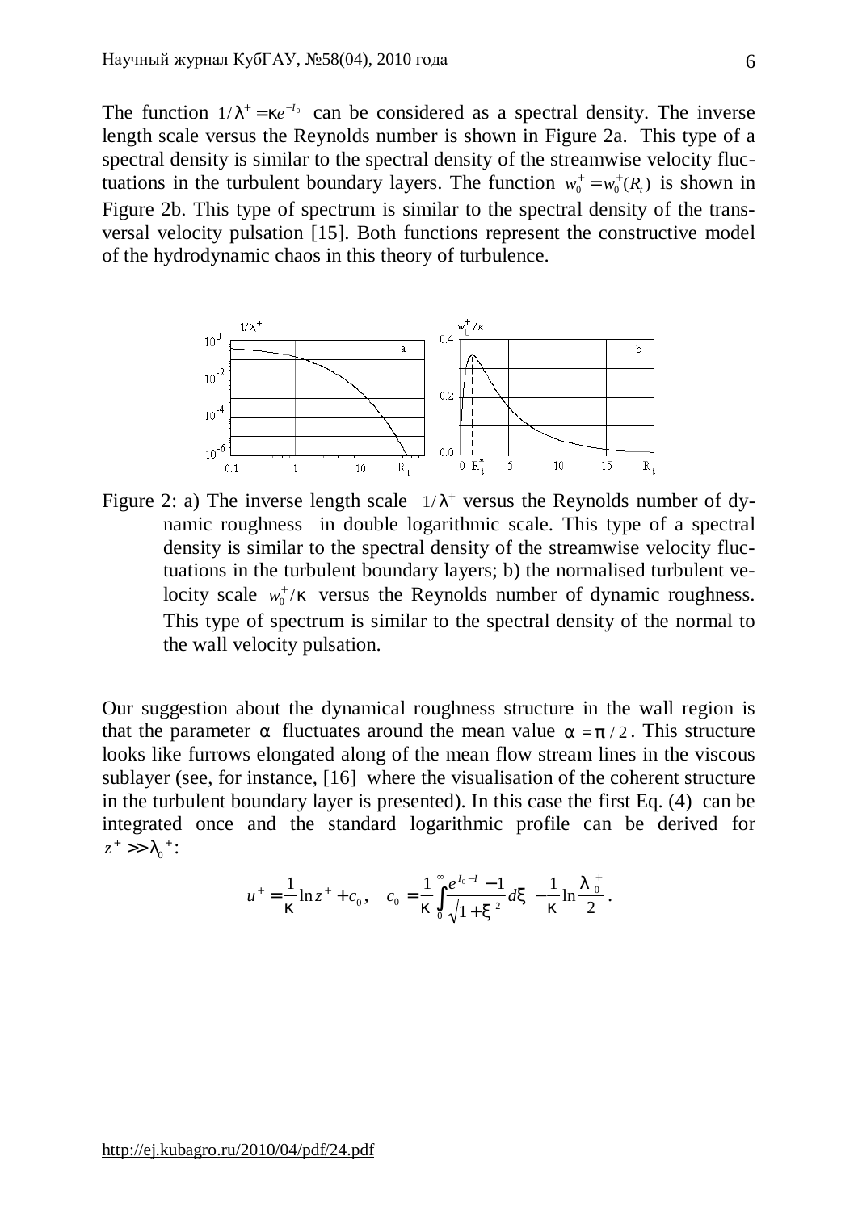The function $1/\lambda^+ = \kappa e^{-I_0}$ can be considered as a spectral density. The inverse length scale versus the Reynolds number is shown in Figure 2a. This type of a spectral density is similar to the spectral density of the streamwise velocity fluctuations in the turbulent boundary layers. The function $w_0^+ = w_0^+(R_t)$ is shown in Figure 2b. This type of spectrum is similar to the spectral density of the transversal velocity pulsation [15]. Both functions represent the constructive model of the hydrodynamic chaos in this theory of turbulence.

Figure 2: a) The inverse length scale $1/\lambda^+$ versus the Reynolds number of dynamic roughness in double logarithmic scale. This type of a spectral density is similar to the spectral density of the streamwise velocity fluctuations in the turbulent boundary layers; b) the normalised turbulent velocity scale $w_0^+/\kappa$ versus the Reynolds number of dynamic roughness. This type of spectrum is similar to the spectral density of the normal to the wall velocity pulsation.

Our suggestion about the dynamical roughness structure in the wall region is that the parameter $\alpha$ fluctuates around the mean value $\alpha = \pi/2$. This structure looks like furrows elongated along of the mean flow stream lines in the viscous sublayer (see, for instance, [16] where the visualisation of the coherent structure in the turbulent boundary layer is presented). In this case the first Eq. (4) can be integrated once and the standard logarithmic profile can be derived for $z^+ >> \lambda_0^+$:

$$u^+ = \frac{1}{\kappa}\ln z^+ + c_0, \quad c_0 = \frac{1}{\kappa}\int_0^\infty \frac{e^{I_0 - I} - 1}{\sqrt{1+\xi^2}} d\xi - \frac{1}{\kappa}\ln\frac{\lambda_0^+}{2}.$$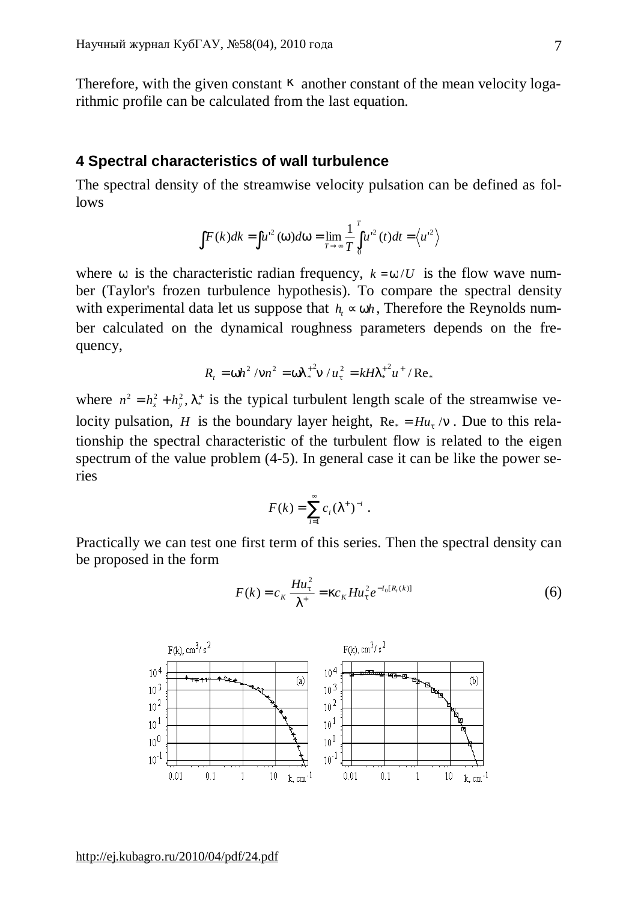Therefore, with the given constant $\kappa$ another constant of the mean velocity logarithmic profile can be calculated from the last equation.

## 4 Spectral characteristics of wall turbulence

The spectral density of the streamwise velocity pulsation can be defined as follows

$$\int F(k)dk = \int u'^2(\omega)d\omega = \lim_{T\to\infty}\frac{1}{T}\int_0^T u'^2(t)dt = \langle u'^2 \rangle$$

where $\omega$ is the characteristic radian frequency, $k = \omega / U$ is the flow wave number (Taylor's frozen turbulence hypothesis). To compare the spectral density with experimental data let us suppose that $h_t \propto \omega h$, Therefore the Reynolds number calculated on the dynamical roughness parameters depends on the frequency,

$$R_t = \omega h^2 / \nu n^2 = \omega \lambda_*^{+2} \nu / u_\tau^2 = kH\lambda_*^{+2} u^+ / \mathrm{Re}_*$$

where $n^2 = h_x^2 + h_y^2$, $\lambda_*^+$ is the typical turbulent length scale of the streamwise velocity pulsation, $H$ is the boundary layer height, $\mathrm{Re}_* = Hu_\tau / \nu$. Due to this relationship the spectral characteristic of the turbulent flow is related to the eigen spectrum of the value problem (4-5). In general case it can be like the power series

$$F(k) = \sum_{i=1}^{\infty} c_i (\lambda^+)^{-i} .$$

Practically we can test one first term of this series. Then the spectral density can be proposed in the form

$$F(k) = c_K \frac{Hu_\tau^2}{\lambda^+} = \kappa c_K H u_\tau^2 e^{-I_0[R_t(k)]} \tag{6}$$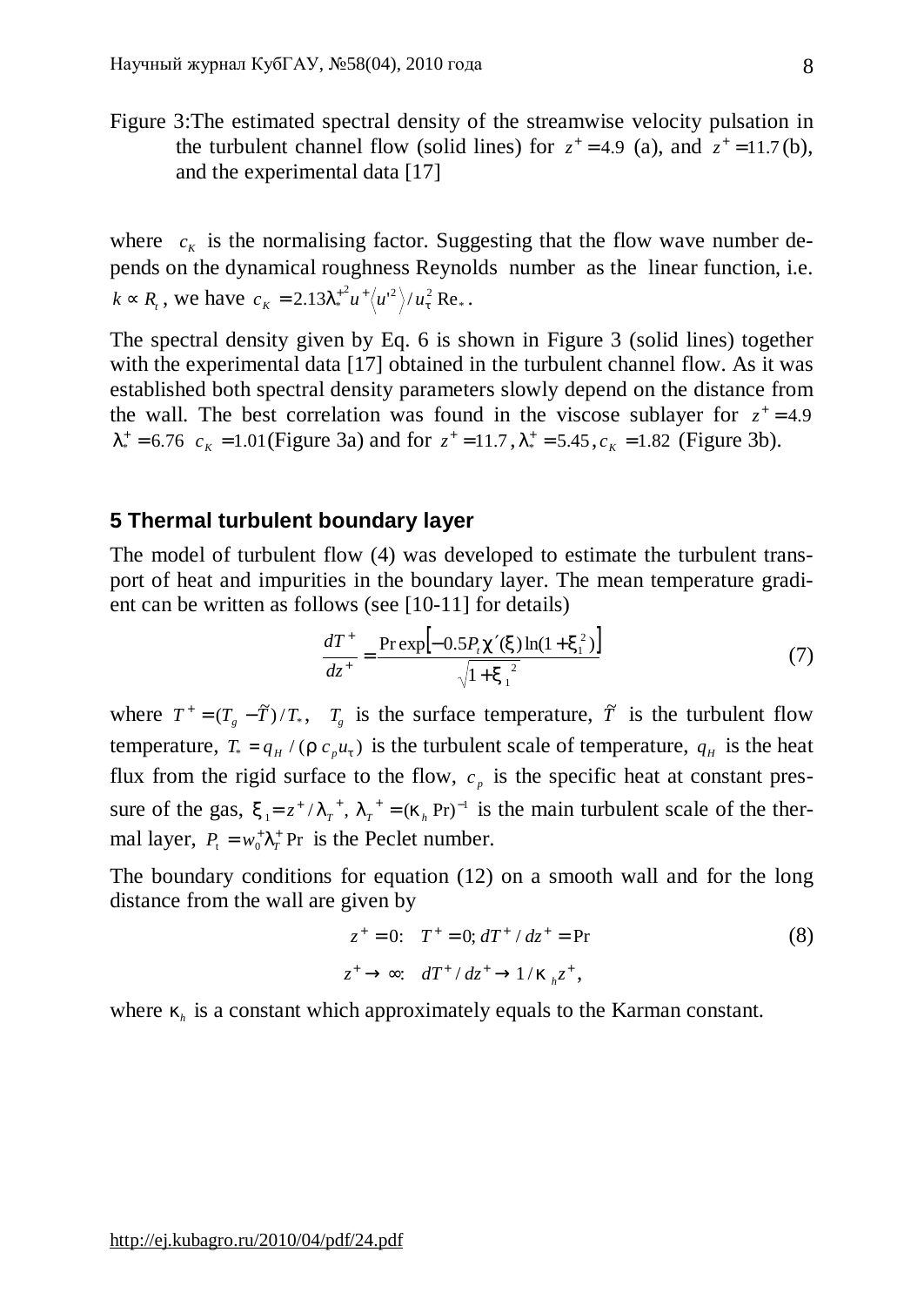Figure 3:The estimated spectral density of the streamwise velocity pulsation in the turbulent channel flow (solid lines) for $z^+ = 4.9$ (a), and $z^+ = 11.7$ (b), and the experimental data [17]

where $c_K$ is the normalising factor. Suggesting that the flow wave number depends on the dynamical roughness Reynolds number as the linear function, i.e. $k \propto R_t$, we have $c_K = 2.13\lambda_*^{+2} u^+ \langle u'^2 \rangle / u_\tau^2 \,\mathrm{Re}_*$.

The spectral density given by Eq. 6 is shown in Figure 3 (solid lines) together with the experimental data [17] obtained in the turbulent channel flow. As it was established both spectral density parameters slowly depend on the distance from the wall. The best correlation was found in the viscose sublayer for $z^+ = 4.9$ $\lambda_*^+ = 6.76$ $c_K = 1.01$(Figure 3a) and for $z^+ = 11.7$, $\lambda_*^+ = 5.45$, $c_K = 1.82$ (Figure 3b).

## 5 Thermal turbulent boundary layer

The model of turbulent flow (4) was developed to estimate the turbulent transport of heat and impurities in the boundary layer. The mean temperature gradient can be written as follows (see [10-11] for details)

$$\frac{dT^+}{dz^+} = \frac{\Pr \exp\left[-0.5 P_t \chi'(\xi) \ln(1+\xi_1^2)\right]}{\sqrt{1+\xi_1^2}} \tag{7}$$

where $T^+ = (T_g - \tilde{T})/T_*$, $T_g$ is the surface temperature, $\tilde{T}$ is the turbulent flow temperature, $T_* = q_H / (\rho c_p u_\tau)$ is the turbulent scale of temperature, $q_H$ is the heat flux from the rigid surface to the flow, $c_p$ is the specific heat at constant pressure of the gas, $\xi_1 = z^+/\lambda_T^+$, $\lambda_T^+ = (\kappa_h \Pr)^{-1}$ is the main turbulent scale of the thermal layer, $P_t = w_0^+ \lambda_T^+ \Pr$ is the Peclet number.

The boundary conditions for equation (12) on a smooth wall and for the long distance from the wall are given by

$$z^+ = 0: \quad T^+ = 0;\, dT^+/dz^+ = \Pr \tag{8}$$

$$z^+ \to \infty: \quad dT^+/dz^+ \to 1/\kappa_h z^+,$$

where $\kappa_h$ is a constant which approximately equals to the Karman constant.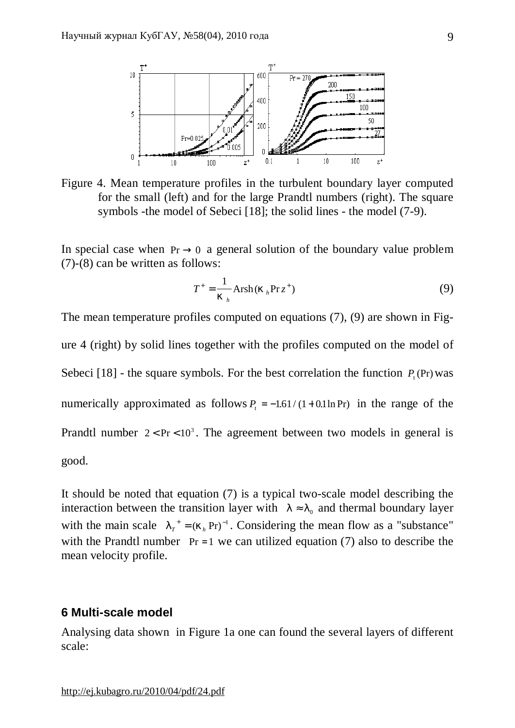Figure 4. Mean temperature profiles in the turbulent boundary layer computed for the small (left) and for the large Prandtl numbers (right). The square symbols -the model of Sebeci [18]; the solid lines - the model (7-9).

In special case when $\Pr \to 0$ a general solution of the boundary value problem (7)-(8) can be written as follows:

$$T^+ = \frac{1}{\kappa_h} \mathrm{Arsh}(\kappa_h \Pr z^+) \tag{9}$$

The mean temperature profiles computed on equations (7), (9) are shown in Figure 4 (right) by solid lines together with the profiles computed on the model of Sebeci [18] - the square symbols. For the best correlation the function $P_t(\Pr)$ was numerically approximated as follows $P_t = -1.61/(1+0.1\ln \Pr)$ in the range of the Prandtl number $2 < \Pr < 10^3$. The agreement between two models in general is good.

It should be noted that equation (7) is a typical two-scale model describing the interaction between the transition layer with $\lambda \approx \lambda_0$ and thermal boundary layer with the main scale $\lambda_T{}^+ = (\kappa_h \Pr)^{-1}$. Considering the mean flow as a "substance" with the Prandtl number $\Pr = 1$ we can utilized equation (7) also to describe the mean velocity profile.

## 6 Multi-scale model

Analysing data shown in Figure 1a one can found the several layers of different scale: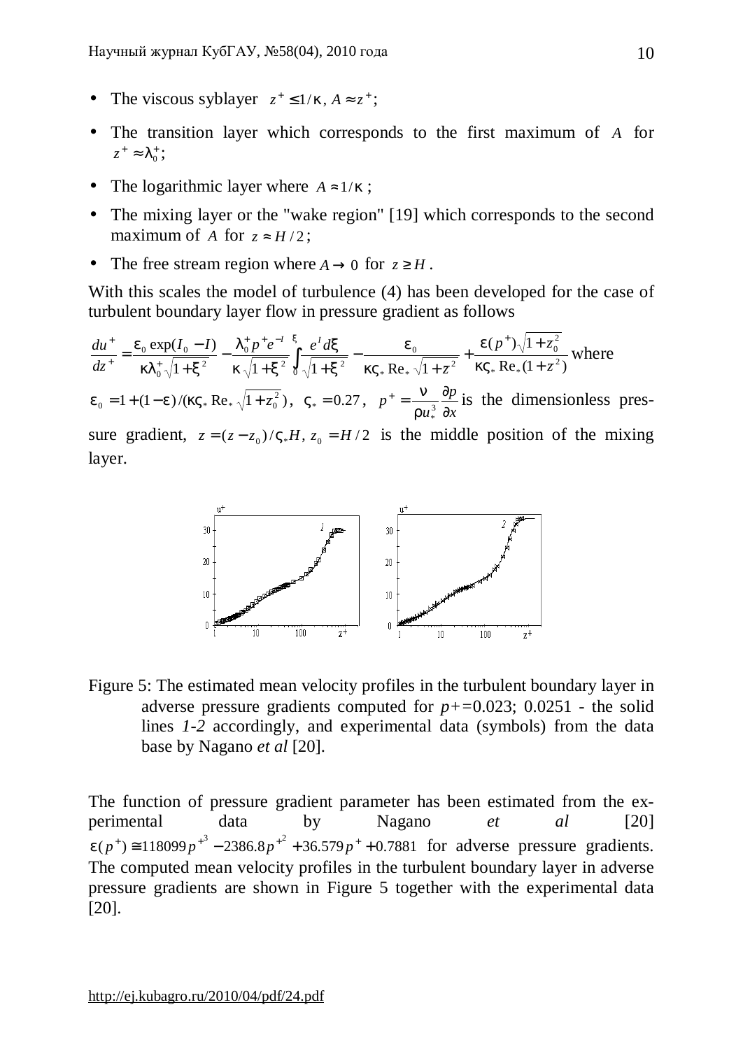- The viscous syblayer $z^+ \leq 1/\kappa$, $A \approx z^+$;
- The transition layer which corresponds to the first maximum of $A$ for $z^+ \approx \lambda_0^+$;
- The logarithmic layer where $A \approx 1/\kappa$;
- The mixing layer or the "wake region" [19] which corresponds to the second maximum of $A$ for $z \approx H/2$;
- The free stream region where $A \to 0$ for $z \geq H$.

With this scales the model of turbulence (4) has been developed for the case of turbulent boundary layer flow in pressure gradient as follows

$$\frac{du^+}{dz^+} = \frac{\varepsilon_0 \exp(I_0 - I)}{\kappa\lambda_0^+\sqrt{1+\xi^2}} - \frac{\lambda_0^+ p^+ e^{-I}}{\kappa\sqrt{1+\xi^2}}\int_0^{\xi}\frac{e^I d\xi}{\sqrt{1+\xi^2}} - \frac{\varepsilon_0}{\kappa\varsigma_*\,\mathrm{Re}_*\sqrt{1+z^2}} + \frac{\varepsilon(p^+)\sqrt{1+z_0^2}}{\kappa\varsigma_*\,\mathrm{Re}_*(1+z^2)}$$ where

$\varepsilon_0 = 1 + (1-\varepsilon)/(\kappa\varsigma_*\,\mathrm{Re}_*\sqrt{1+z_0^2})$, $\varsigma_* = 0.27$, $p^+ = \dfrac{\nu}{\rho u_*^3}\dfrac{\partial p}{\partial x}$ is the dimensionless pressure gradient, $z = (z - z_0)/\varsigma_* H$, $z_0 = H/2$ is the middle position of the mixing layer.

Figure 5: The estimated mean velocity profiles in the turbulent boundary layer in adverse pressure gradients computed for $p^+=0.023$; 0.0251 - the solid lines *1-2* accordingly, and experimental data (symbols) from the data base by Nagano *et al* [20].

The function of pressure gradient parameter has been estimated from the experimental data by Nagano *et al* [20] $\varepsilon(p^+) \cong 118099\,p^{+3} - 2386.8\,p^{+2} + 36.579\,p^+ + 0.7881$ for adverse pressure gradients. The computed mean velocity profiles in the turbulent boundary layer in adverse pressure gradients are shown in Figure 5 together with the experimental data [20].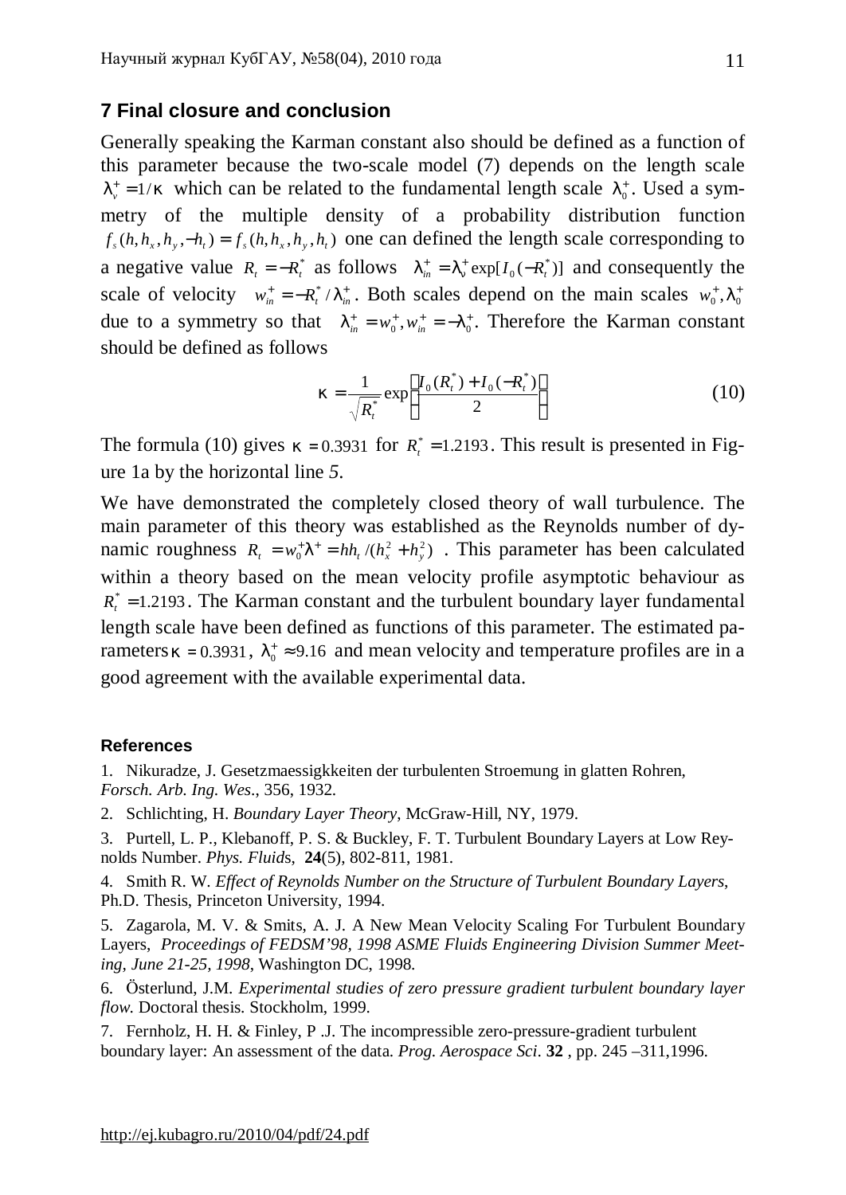## 7 Final closure and conclusion

Generally speaking the Karman constant also should be defined as a function of this parameter because the two-scale model (7) depends on the length scale $\lambda_v^+ = 1/\kappa$ which can be related to the fundamental length scale $\lambda_0^+$. Used a symmetry of the multiple density of a probability distribution function $f_s(h, h_x, h_y, -h_t) = f_s(h, h_x, h_y, h_t)$ one can defined the length scale corresponding to a negative value $R_t = -R_t^*$ as follows $\lambda_{in}^+ = \lambda_v^+ \exp[I_0(-R_t^*)]$ and consequently the scale of velocity $w_{in}^+ = -R_t^* / \lambda_{in}^+$. Both scales depend on the main scales $w_0^+, \lambda_0^+$ due to a symmetry so that $\lambda_{in}^+ = w_0^+, w_{in}^+ = -\lambda_0^+$. Therefore the Karman constant should be defined as follows

$$\kappa = \frac{1}{\sqrt{R_t^*}} \exp\left(\frac{I_0(R_t^*) + I_0(-R_t^*)}{2}\right) \tag{10}$$

The formula (10) gives $\kappa = 0.3931$ for $R_t^* = 1.2193$. This result is presented in Figure 1a by the horizontal line *5*.

We have demonstrated the completely closed theory of wall turbulence. The main parameter of this theory was established as the Reynolds number of dynamic roughness $R_t = w_0^+ \lambda^+ = hh_t / (h_x^2 + h_y^2)$ . This parameter has been calculated within a theory based on the mean velocity profile asymptotic behaviour as $R_t^* = 1.2193$. The Karman constant and the turbulent boundary layer fundamental length scale have been defined as functions of this parameter. The estimated parameters $\kappa = 0.3931$, $\lambda_0^+ \approx 9.16$ and mean velocity and temperature profiles are in a good agreement with the available experimental data.

### References

1. Nikuradze, J. Gesetzmaessigkkeiten der turbulenten Stroemung in glatten Rohren, *Forsch. Arb. Ing. Wes*., 356, 1932.
2. Schlichting, H. *Boundary Layer Theory*, McGraw-Hill, NY, 1979.
3. Purtell, L. P., Klebanoff, P. S. & Buckley, F. T. Turbulent Boundary Layers at Low Reynolds Number. *Phys. Fluids*, **24**(5), 802-811, 1981.
4. Smith R. W. *Effect of Reynolds Number on the Structure of Turbulent Boundary Layers*, Ph.D. Thesis, Princeton University, 1994.
5. Zagarola, M. V. & Smits, A. J. A New Mean Velocity Scaling For Turbulent Boundary Layers, *Proceedings of FEDSM'98, 1998 ASME Fluids Engineering Division Summer Meeting, June 21-25, 1998*, Washington DC, 1998.
6. Österlund, J.M. *Experimental studies of zero pressure gradient turbulent boundary layer flow*. Doctoral thesis. Stockholm, 1999.
7. Fernholz, H. H. & Finley, P .J. The incompressible zero-pressure-gradient turbulent boundary layer: An assessment of the data. *Prog. Aerospace Sci*. **32** , pp. 245 –311,1996.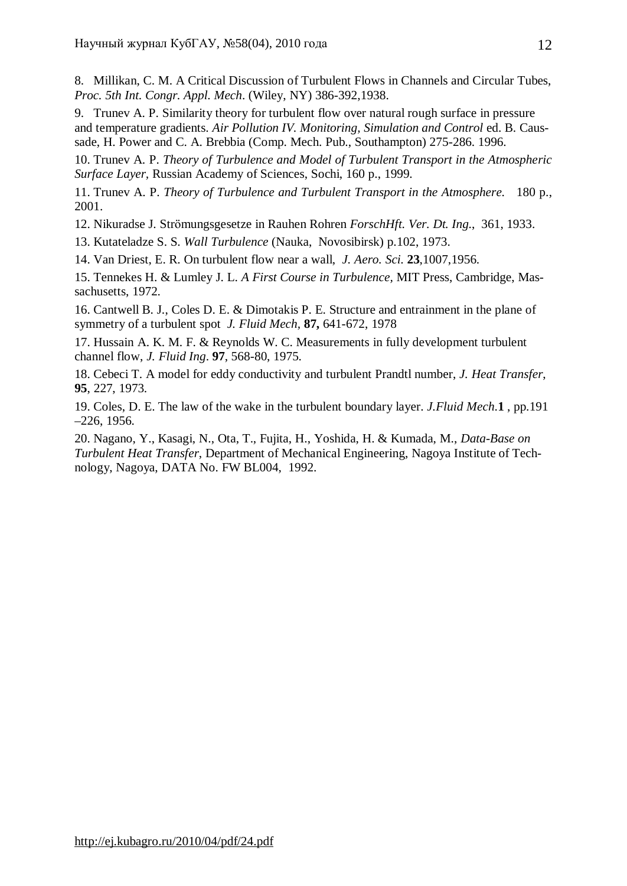8. Millikan, C. M. A Critical Discussion of Turbulent Flows in Channels and Circular Tubes, *Proc. 5th Int. Congr. Appl. Mech*. (Wiley, NY) 386-392,1938.

9. Trunev A. P. Similarity theory for turbulent flow over natural rough surface in pressure and temperature gradients. *Air Pollution IV. Monitoring, Simulation and Control* ed. B. Caussade, H. Power and C. A. Brebbia (Comp. Mech. Pub., Southampton) 275-286. 1996.

10. Trunev A. P. *Theory of Turbulence and Model of Turbulent Transport in the Atmospheric Surface Layer*, Russian Academy of Sciences, Sochi, 160 p., 1999.

11. Trunev A. P. *Theory of Turbulence and Turbulent Transport in the Atmosphere.* 180 p., 2001.

12. Nikuradse J. Strömungsgesetze in Rauhen Rohren *ForschHft. Ver. Dt. Ing.*, 361, 1933.

13. Kutateladze S. S. *Wall Turbulence* (Nauka, Novosibirsk) p.102, 1973.

14. Van Driest, E. R. On turbulent flow near a wall, *J. Aero. Sci.* **23**,1007,1956.

15. Tennekes H. & Lumley J. L. *A First Course in Turbulence*, MIT Press, Cambridge, Massachusetts, 1972.

16. Cantwell B. J., Coles D. E. & Dimotakis P. E. Structure and entrainment in the plane of symmetry of a turbulent spot *J. Fluid Mech*, **87,** 641-672, 1978

17. Hussain A. K. M. F. & Reynolds W. C. Measurements in fully development turbulent channel flow, *J. Fluid Ing*. **97**, 568-80, 1975.

18. Cebeci T. A model for eddy conductivity and turbulent Prandtl number, *J. Heat Transfer*, **95**, 227, 1973.

19. Coles, D. E. The law of the wake in the turbulent boundary layer. *J.Fluid Mech.***1** , pp.191 –226, 1956.

20. Nagano, Y., Kasagi, N., Ota, T., Fujita, H., Yoshida, H. & Kumada, M., *Data-Base on Turbulent Heat Transfer*, Department of Mechanical Engineering, Nagoya Institute of Technology, Nagoya, DATA No. FW BL004, 1992.